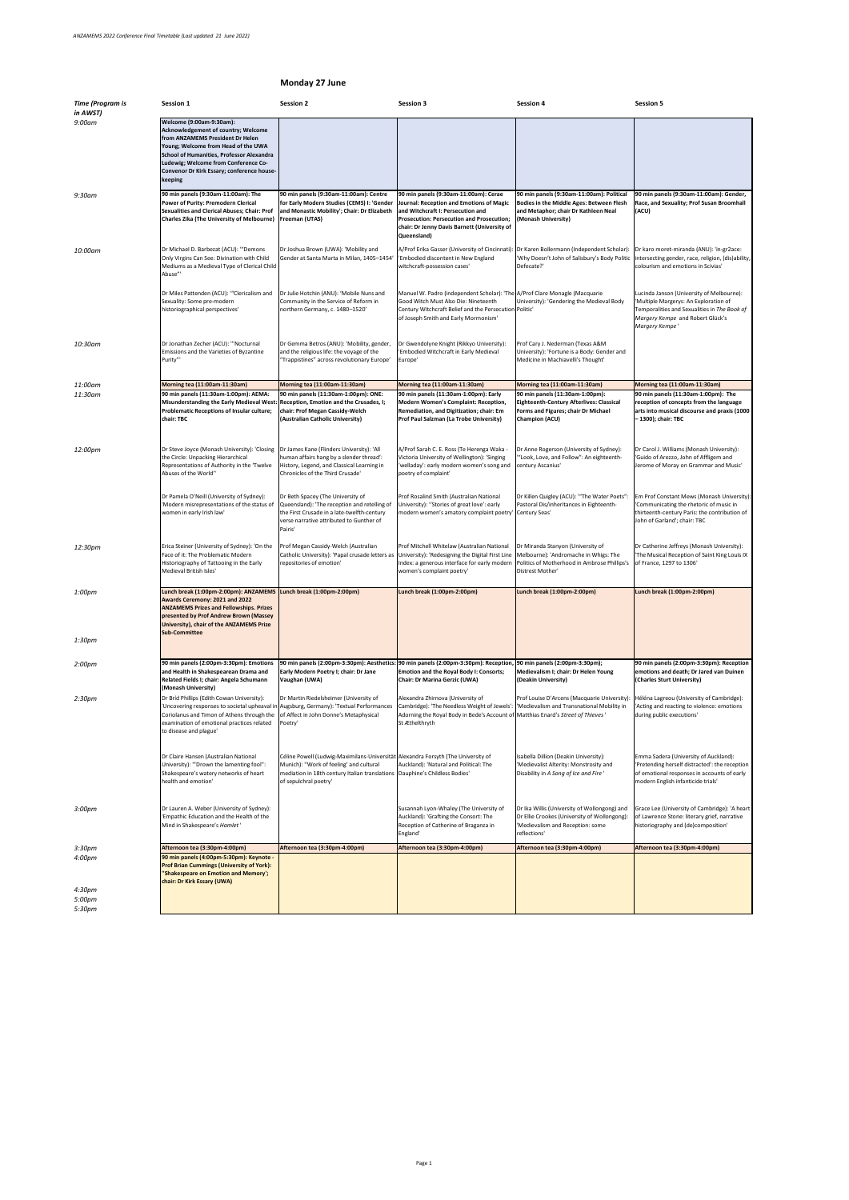*ANZAMEMS 2022 Conference Final Timetable (Last updated 21 June 2022)*

## Monday 27 June

| Time (Program is in AWST) | Session 1 | Session 2 | Session 3 | Session 4 | Session 5 |
|---|---|---|---|---|---|
| 9:00am | **Welcome (9:00am-9:30am): Acknowledgement of country; Welcome from ANZAMEMS President Dr Helen Young; Welcome from Head of the UWA School of Humanities, Professor Alexandra Ludewig; Welcome from Conference Co-Convenor Dr Kirk Essary; conference house-keeping** | | | | |
| 9:30am | **90 min panels (9:30am-11:00am): The Power of Purity: Premodern Clerical Sexualities and Clerical Abuses; Chair: Prof Charles Zika (The University of Melbourne)** | **90 min panels (9:30am-11:00am): Centre for Early Modern Studies (CEMS) I: 'Gender and Monastic Mobility'; Chair: Dr Elizabeth Freeman (UTAS)** | **90 min panels (9:30am-11:00am): Cerae Journal: Reception and Emotions of Magic and Witchcraft I: Persecution and Prosecution: Persecution and Prosecution; chair: Dr Jenny Davis Barnett (University of Queensland)** | **90 min panels (9:30am-11:00am): Political Bodies in the Middle Ages: Between Flesh and Metaphor; chair Dr Kathleen Neal (Monash University)** | **90 min panels (9:30am-11:00am): Gender, Race, and Sexuality; Prof Susan Broomhall (ACU)** |
| 10:00am | Dr Michael D. Barbezat (ACU): '"Demons Only Virgins Can See: Divination with Child Mediums as a Medieval Type of Clerical Child Abuse"' | Dr Joshua Brown (UWA): 'Mobility and Gender at Santa Marta in Milan, 1405–1454' | A/Prof Erika Gasser (University of Cincinnati): 'Embodied discontent in New England witchcraft-possession cases' | Dr Karen Bollermann (Independent Scholar): 'Why Doesn't John of Salisbury's Body Politic Defecate?' | Dr karo moret-miranda (ANU): 'In-gr2ace: intersecting gender, race, religion, (dis)ability, colourism and emotions in Scivias' |
| | Dr Miles Pattenden (ACU): '"Clericalism and Sexuality: Some pre-modern historiographical perspectives' | Dr Julie Hotchin (ANU): 'Mobile Nuns and Community in the Service of Reform in northern Germany, c. 1480–1520' | Manuel W. Padro (Independent Scholar): 'The Good Witch Must Also Die: Nineteenth Century Witchcraft Belief and the Persecution of Joseph Smith and Early Mormonism' | A/Prof Clare Monagle (Macquarie University): 'Gendering the Medieval Body Politic' | Lucinda Janson (University of Melbourne): 'Multiple Margerys: An Exploration of Temporalities and Sexualities in *The Book of Margery Kempe* and Robert Glück's *Margery Kempe*' |
| 10:30am | Dr Jonathan Zecher (ACU): '"Nocturnal Emissions and the Varieties of Byzantine Purity"' | Dr Gemma Betros (ANU): 'Mobility, gender, and the religious life: the voyage of the "Trappistines" across revolutionary Europe' | Dr Gwendolyne Knight (Rikkyo University): 'Embodied Witchcraft in Early Medieval Europe' | Prof Cary J. Nederman (Texas A&M University): 'Fortune is a Body: Gender and Medicine in Machiavelli's Thought' | |
| 11:00am | **Morning tea (11:00am-11:30am)** | **Morning tea (11:00am-11:30am)** | **Morning tea (11:00am-11:30am)** | **Morning tea (11:00am-11:30am)** | **Morning tea (11:00am-11:30am)** |
| 11:30am | **90 min panels (11:30am-1:00pm): AEMA: Misunderstanding the Early Medieval West: Problematic Receptions of Insular culture; chair: TBC** | **90 min panels (11:30am-1:00pm): ONE: Reception, Emotion and the Crusades, I; chair: Prof Megan Cassidy-Welch (Australian Catholic University)** | **90 min panels (11:30am-1:00pm): Early Modern Women's Complaint: Reception, Remediation, and Digitization; chair: Em Prof Paul Salzman (La Trobe University)** | **90 min panels (11:30am-1:00pm): Eighteenth-Century Afterlives: Classical Forms and Figures; chair Dr Michael Champion (ACU)** | **90 min panels (11:30am-1:00pm): The reception of concepts from the language arts into musical discourse and praxis (1000 – 1300); chair: TBC** |
| 12:00pm | Dr Steve Joyce (Monash University): 'Closing the Circle: Unpacking Hierarchical Representations of Authority in the 'Twelve Abuses of the World'' | Dr James Kane (Flinders University): 'All human affairs hang by a slender thread': History, Legend, and Classical Learning in Chronicles of the Third Crusade' | A/Prof Sarah C. E. Ross (Te Herenga Waka - Victoria University of Wellington): 'Singing 'welladay': early modern women's song and poetry of complaint' | Dr Anne Rogerson (University of Sydney): '"Look, Love, and Follow": An eighteenth-century Ascanius' | Dr Carol J. Williams (Monash University): 'Guido of Arezzo, John of Affligem and Jerome of Moray on Grammar and Music' |
| | Dr Pamela O'Neill (University of Sydney): 'Modern misrepresentations of the status of women in early Irish law' | Dr Beth Spacey (The University of Queensland): 'The reception and retelling of the First Crusade in a late-twelfth-century verse narrative attributed to Gunther of Pairis' | Prof Rosalind Smith (Australian National University): '"Stories of great love': early modern women's amatory complaint poetry' | Dr Killen Quigley (ACU): '"The Water Poets": Pastoral Dis/inheritances in Eighteenth-Century Seas' | Em Prof Constant Mews (Monash University): 'Communicating the rhetoric of music in thirteenth-century Paris: the contribution of John of Garland'; chair: TBC |
| 12:30pm | Erica Steiner (University of Sydney): 'On the Face of it: The Problematic Modern Historiography of Tattooing in the Early Medieval British Isles' | Prof Megan Cassidy-Welch (Australian Catholic University): 'Papal crusade letters as repositories of emotion' | Prof Mitchell Whitelaw (Australian National University): 'Redesigning the Digital First Line Index: a generous interface for early modern women's complaint poetry' | Dr Miranda Stanyon (University of Melbourne): 'Andromache in Whigs: The Politics of Motherhood in Ambrose Phillips's Distrest Mother' | Dr Catherine Jeffreys (Monash University): 'The Musical Reception of Saint King Louis IX of France, 1297 to 1306' |
| 1:00pm | **Lunch break (1:00pm-2:00pm): ANZAMEMS Awards Ceremony: 2021 and 2022 ANZAMEMS Prizes and Fellowships. Prizes presented by Prof Andrew Brown (Massey University), chair of the ANZAMEMS Prize Sub-Committee** | **Lunch break (1:00pm-2:00pm)** | **Lunch break (1:00pm-2:00pm)** | **Lunch break (1:00pm-2:00pm)** | **Lunch break (1:00pm-2:00pm)** |
| 1:30pm | | | | | |
| 2:00pm | **90 min panels (2:00pm-3:30pm): Emotions and Health in Shakespearean Drama and Related Fields I; chair: Angela Schumann (Monash University)** | **90 min panels (2:00pm-3:30pm): Aesthetics: Early Modern Poetry I; chair: Dr Jane Vaughan (UWA)** | **90 min panels (2:00pm-3:30pm): Reception, Emotion and the Royal Body I: Consorts; Chair: Dr Marina Gerzic (UWA)** | **90 min panels (2:00pm-3:30pm); Medievalism I; chair: Dr Helen Young (Deakin University)** | **90 min panels (2:00pm-3:30pm): Reception emotions and death; Dr Jared van Duinen (Charles Sturt University)** |
| 2:30pm | Dr Brid Phillips (Edith Cowan University): 'Uncovering responses to societal upheaval in Coriolanus and Timon of Athens through the examination of emotional practices related to disease and plague' | Dr Martin Riedelsheimer (University of Augsburg, Germany): 'Textual Performances of Affect in John Donne's Metaphysical Poetry' | Alexandra Zhirnova (University of Cambridge): 'The Needless Weight of Jewels': Adorning the Royal Body in Bede's Account of St Æthelthryth | Prof Louise D'Arcens (Macquarie University): 'Medievalism and Transnational Mobility in Matthias Enard's *Street of Thieves*' | Hélèna Lagreou (University of Cambridge): 'Acting and reacting to violence: emotions during public executions' |
| | Dr Claire Hansen (Australian National University): '"Drown the lamenting fool": Shakespeare's watery networks of heart health and emotion' | Céline Powell (Ludwig-Maximilans-Universität Munich): '"Work of feeling' and cultural mediation in 18th century Italian translations of sepulchral poetry' | Alexandra Forsyth (The University of Auckland): 'Natural and Political: The Dauphine's Childless Bodies' | Isabella Dillion (Deakin University): 'Medievalist Alterity: Monstrosity and Disability in *A Song of Ice and Fire*' | Emma Sadera (University of Auckland): 'Pretending herself distracted': the reception of emotional responses in accounts of early modern English infanticide trials' |
| 3:00pm | Dr Lauren A. Weber (University of Sydney): 'Empathic Education and the Health of the Mind in Shakespeare's *Hamlet*' | | Susannah Lyon-Whaley (The University of Auckland): 'Grafting the Consort: The Reception of Catherine of Braganza in England' | Dr Ika Willis (University of Wollongong) and Dr Ellie Crookes (University of Wollongong): 'Medievalism and Reception: some reflections' | Grace Lee (University of Cambridge): 'A heart of Lawrence Stone: literary grief, narrative historiography and (de)composition' |
| 3:30pm | **Afternoon tea (3:30pm-4:00pm)** | **Afternoon tea (3:30pm-4:00pm)** | **Afternoon tea (3:30pm-4:00pm)** | **Afternoon tea (3:30pm-4:00pm)** | **Afternoon tea (3:30pm-4:00pm)** |
| 4:00pm | **90 min panels (4:00pm-5:30pm): Keynote - Prof Brian Cummings (University of York): 'Shakespeare on Emotion and Memory'; chair: Dr Kirk Essary (UWA)** | | | | |
| 4:30pm | | | | | |
| 5:00pm | | | | | |
| 5:30pm | | | | | |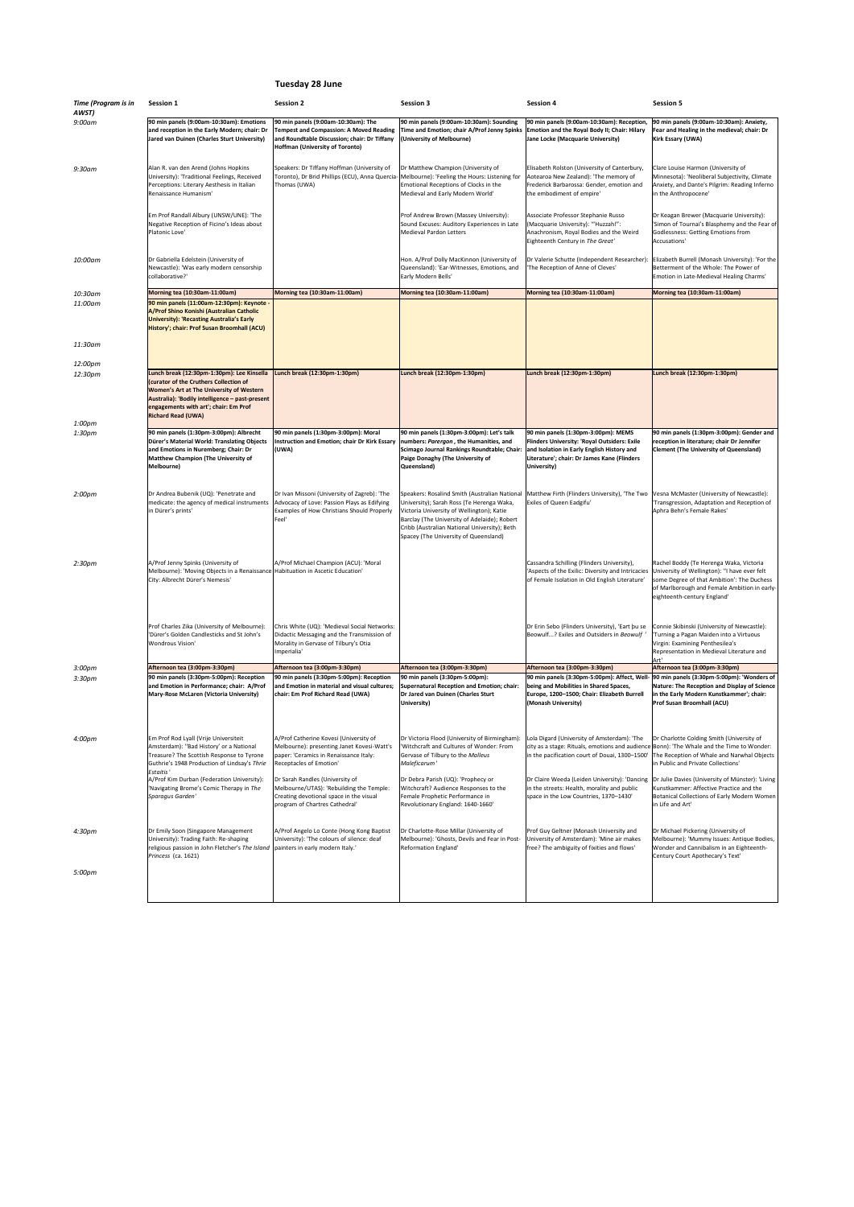## Tuesday 28 June

| Time (Program is in AWST) | Session 1 | Session 2 | Session 3 | Session 4 | Session 5 |
|---|---|---|---|---|---|
| 9:00am | **90 min panels (9:00am-10:30am): Emotions and reception in the Early Modern; chair: Dr Jared van Duinen (Charles Sturt University)** | **90 min panels (9:00am-10:30am): The Tempest and Compassion: A Moved Reading and Roundtable Discussion; chair: Dr Tiffany Hoffman (University of Toronto)** | **90 min panels (9:00am-10:30am): Sounding Time and Emotion; chair A/Prof Jenny Spinks (University of Melbourne)** | **90 min panels (9:00am-10:30am): Reception, Emotion and the Royal Body II; Chair: Hilary Jane Locke (Macquarie University)** | **90 min panels (9:00am-10:30am): Anxiety, Fear and Healing in the medieval; chair: Dr Kirk Essary (UWA)** |
| 9:30am | Alan R. van den Arend (Johns Hopkins University): 'Traditional Feelings, Received Perceptions: Literary Aesthesis in Italian Renaissance Humanism' | Speakers: Dr Tiffany Hoffman (University of Toronto), Dr Brid Phillips (ECU), Anna Quercia-Thomas (UWA) | Dr Matthew Champion (University of Melbourne): 'Feeling the Hours: Listening for Emotional Receptions of Clocks in the Medieval and Early Modern World' | Elisabeth Rolston (University of Canterbury, Aotearoa New Zealand): 'The memory of Frederick Barbarossa: Gender, emotion and the embodiment of empire' | Clare Louise Harmon (University of Minnesota): 'Neoliberal Subjectivity, Climate Anxiety, and Dante's Pilgrim: Reading Inferno in the Anthropocene' |
| | Em Prof Randall Albury (UNSW/UNE): 'The Negative Reception of Ficino's Ideas about Platonic Love' | | Prof Andrew Brown (Massey University): Sound Excuses: Auditory Experiences in Late Medieval Pardon Letters | Associate Professor Stephanie Russo (Macquarie University): '"Huzzah!": Anachronism, Royal Bodies and the Weird Eighteenth Century in *The Great*' | Dr Keagan Brewer (Macquarie University): 'Simon of Tournai's Blasphemy and the Fear of Godlessness: Getting Emotions from Accusations' |
| 10:00am | Dr Gabriella Edelstein (University of Newcastle): 'Was early modern censorship collaborative?' | | Hon. A/Prof Dolly MacKinnon (University of Queensland): 'Ear-Witnesses, Emotions, and Early Modern Bells' | Dr Valerie Schutte (Independent Researcher): 'The Reception of Anne of Cleves' | Elizabeth Burrell (Monash University): 'For the Betterment of the Whole: The Power of Emotion in Late-Medieval Healing Charms' |
| 10:30am | **Morning tea (10:30am-11:00am)** | **Morning tea (10:30am-11:00am)** | **Morning tea (10:30am-11:00am)** | **Morning tea (10:30am-11:00am)** | **Morning tea (10:30am-11:00am)** |
| 11:00am | **90 min panels (11:00am-12:30pm): Keynote - A/Prof Shino Konishi (Australian Catholic University): 'Recasting Australia's Early History'; chair: Prof Susan Broomhall (ACU)** | | | | |
| 11:30am | | | | | |
| 12:00pm | | | | | |
| 12:30pm | **Lunch break (12:30pm-1:30pm): Lee Kinsella (curator of the Cruthers Collection of Women's Art at The University of Western Australia): 'Bodily intelligence – past-present engagements with art'; chair: Em Prof Richard Read (UWA)** | **Lunch break (12:30pm-1:30pm)** | **Lunch break (12:30pm-1:30pm)** | **Lunch break (12:30pm-1:30pm)** | **Lunch break (12:30pm-1:30pm)** |
| 1:00pm | | | | | |
| 1:30pm | **90 min panels (1:30pm-3:00pm): Albrecht Dürer's Material World: Translating Objects and Emotions in Nuremberg; Chair: Dr Matthew Champion (The University of Melbourne)** | **90 min panels (1:30pm-3:00pm): Moral Instruction and Emotion; chair Dr Kirk Essary (UWA)** | **90 min panels (1:30pm-3:00pm): Let's talk numbers: *Parergon*, the Humanities, and Scimago Journal Rankings Roundtable; Chair: Paige Donaghy (The University of Queensland)** | **90 min panels (1:30pm-3:00pm): MEMS Flinders University: 'Royal Outsiders: Exile and Isolation in Early English History and Literature'; chair: Dr James Kane (Flinders University)** | **90 min panels (1:30pm-3:00pm): Gender and reception in literature; chair Dr Jennifer Clement (The University of Queensland)** |
| 2:00pm | Dr Andrea Bubenik (UQ): 'Penetrate and medicate: the agency of medical instruments in Dürer's prints' | Dr Ivan Missoni (University of Zagreb): 'The Advocacy of Love: Passion Plays as Edifying Examples of How Christians Should Properly Feel' | Speakers: Rosalind Smith (Australian National University); Sarah Ross (Te Herenga Waka, Victoria University of Wellington); Katie Barclay (The University of Adelaide); Robert Cribb (Australian National University); Beth Spacey (The University of Queensland) | Matthew Firth (Flinders University), 'The Two Exiles of Queen Eadgifu' | Vesna McMaster (University of Newcastle): 'Transgression, Adaptation and Reception of Aphra Behn's Female Rakes' |
| 2:30pm | A/Prof Jenny Spinks (University of Melbourne): 'Moving Objects in a Renaissance City: Albrecht Dürer's Nemesis' | A/Prof Michael Champion (ACU): 'Moral Habituation in Ascetic Education' | | Cassandra Schilling (Flinders University), 'Aspects of the Exilic: Diversity and Intricacies of Female Isolation in Old English Literature' | Rachel Boddy (Te Herenga Waka, Victoria University of Wellington): '"I have ever felt some Degree of that Ambition': The Duchess of Marlborough and Female Ambition in early-eighteenth-century England' |
| | Prof Charles Zika (University of Melbourne): 'Dürer's Golden Candlesticks and St John's Wondrous Vision' | Chris White (UQ): 'Medieval Social Networks: Didactic Messaging and the Transmission of Morality in Gervase of Tilbury's Otia Imperialia' | | Dr Erin Sebo (Flinders University), 'Eart þu se Beowulf...? Exiles and Outsiders in *Beowulf* ' | Connie Skibinski (University of Newcastle): 'Turning a Pagan Maiden into a Virtuous Virgin: Examining Penthesilea's Representation in Medieval Literature and Art' |
| 3:00pm | **Afternoon tea (3:00pm-3:30pm)** | **Afternoon tea (3:00pm-3:30pm)** | **Afternoon tea (3:00pm-3:30pm)** | **Afternoon tea (3:00pm-3:30pm)** | **Afternoon tea (3:00pm-3:30pm)** |
| 3:30pm | **90 min panels (3:30pm-5:00pm): Reception and Emotion in Performance; chair: A/Prof Mary-Rose McLaren (Victoria University)** | **90 min panels (3:30pm-5:00pm): Reception and Emotion in material and visual cultures; chair: Em Prof Richard Read (UWA)** | **90 min panels (3:30pm-5:00pm): Supernatural Reception and Emotion; chair: Dr Jared van Duinen (Charles Sturt University)** | **90 min panels (3:30pm-5:00pm): Affect, Well-being and Mobilities in Shared Spaces, Europe, 1200–1500; Chair: Elizabeth Burrell (Monash University)** | **90 min panels (3:30pm-5:00pm): 'Wonders of Nature: The Reception and Display of Science in the Early Modern Kunstkammer'; chair: Prof Susan Broomhall (ACU)** |
| 4:00pm | Em Prof Rod Lyall (Vrije Universiteit Amsterdam): '"Bad History' or a National Treasure? The Scottish Response to Tyrone Guthrie's 1948 Production of Lindsay's *Thrie Estaitis* ' | A/Prof Catherine Kovesi (University of Melbourne): presenting Janet Kovesi-Watt's paper: 'Ceramics in Renaissance Italy: Receptacles of Emotion' | Dr Victoria Flood (University of Birmingham): 'Witchcraft and Cultures of Wonder: From Gervase of Tilbury to the *Malleus Maleficarum* ' | Lola Digard (University of Amsterdam): 'The city as a stage: Rituals, emotions and audience in the pacification court of Douai, 1300–1500' | Dr Charlotte Colding Smith (University of Bonn): 'The Whale and the Time to Wonder: The Reception of Whale and Narwhal Objects in Public and Private Collections' |
| | A/Prof Kim Durban (Federation University): 'Navigating Brome's Comic Therapy in *The Sparagus Garden*' | Dr Sarah Randles (University of Melbourne/UTAS): 'Rebuilding the Temple: Creating devotional space in the visual program of Chartres Cathedral' | Dr Debra Parish (UQ): 'Prophecy or Witchcraft? Audience Responses to the Female Prophetic Performance in Revolutionary England: 1640-1660' | Dr Claire Weeda (Leiden University): 'Dancing in the streets: Health, morality and public space in the Low Countries, 1370–1430' | Dr Julie Davies (University of Münster): 'Living Kunstkammer: Affective Practice and the Botanical Collections of Early Modern Women in Life and Art' |
| 4:30pm | Dr Emily Soon (Singapore Management University): Trading Faith: Re-shaping religious passion in John Fletcher's *The Island Princess* (ca. 1621) | A/Prof Angelo Lo Conte (Hong Kong Baptist University): 'The colours of silence: deaf painters in early modern Italy.' | Dr Charlotte-Rose Millar (University of Melbourne): 'Ghosts, Devils and Fear in Post-Reformation England' | Prof Guy Geltner (Monash University and University of Amsterdam): 'Mine air makes free? The ambiguity of fixities and flows' | Dr Michael Pickering (University of Melbourne): 'Mummy Issues: Antique Bodies, Wonder and Cannibalism in an Eighteenth-Century Court Apothecary's Text' |
| 5:00pm | | | | | |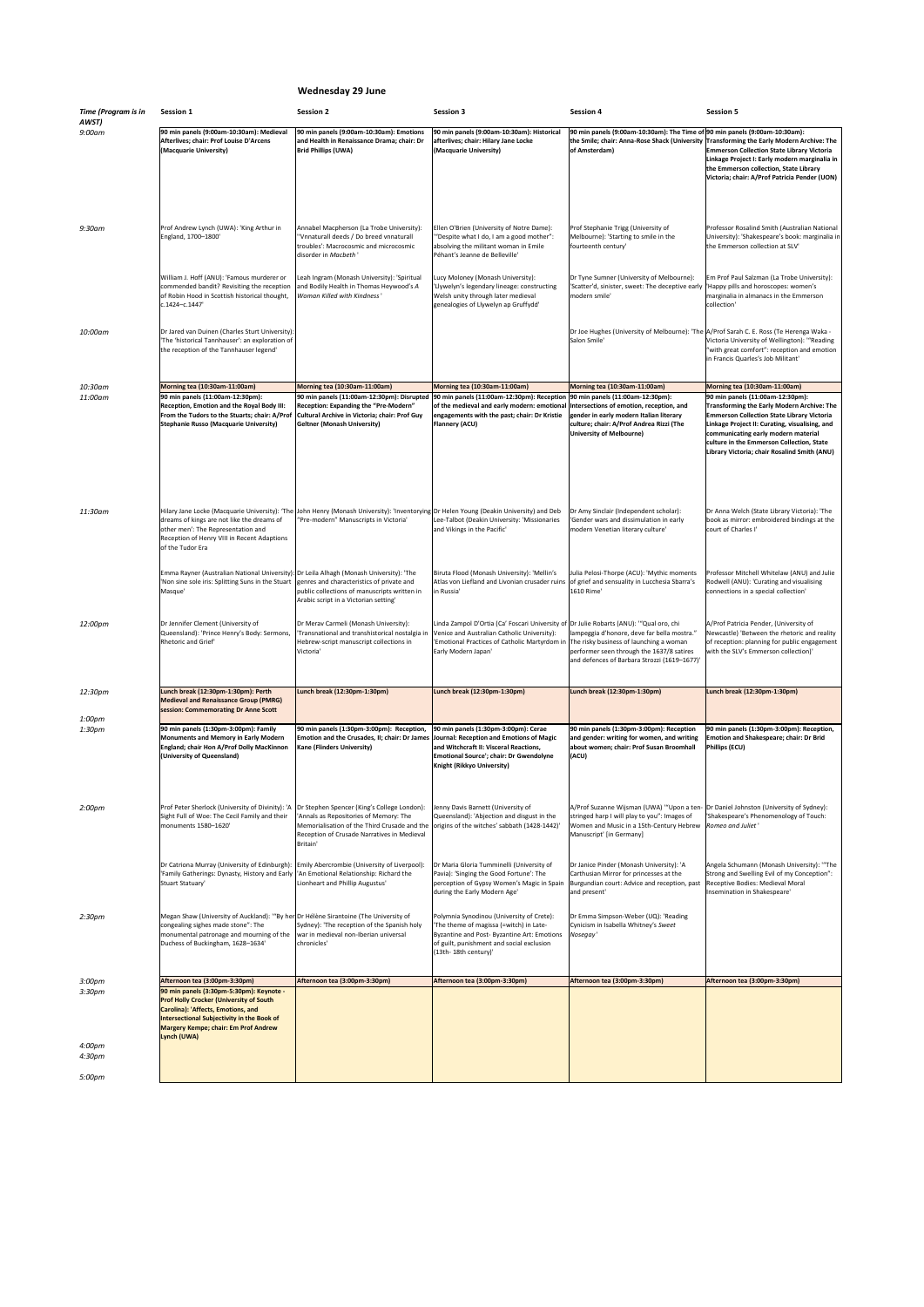## Wednesday 29 June

| Time (Program is in AWST) | Session 1 | Session 2 | Session 3 | Session 4 | Session 5 |
|---|---|---|---|---|---|
| 9:00am | **90 min panels (9:00am-10:30am): Medieval Afterlives; chair: Prof Louise D'Arcens (Macquarie University)** | **90 min panels (9:00am-10:30am): Emotions and Health in Renaissance Drama; chair: Dr Brid Phillips (UWA)** | **90 min panels (9:00am-10:30am): Historical afterlives; chair: Hilary Jane Locke (Macquarie University)** | **90 min panels (9:00am-10:30am): The Time of the Smile; chair: Anna-Rose Shack (University of Amsterdam)** | **90 min panels (9:00am-10:30am): Transforming the Early Modern Archive: The Emmerson Collection State Library Victoria Linkage Project I: Early modern marginalia in the Emmerson collection, State Library Victoria; chair: A/Prof Patricia Pender (UON)** |
| 9:30am | Prof Andrew Lynch (UWA): 'King Arthur in England, 1700–1800' | Annabel Macpherson (La Trobe University): '"Vnnaturall deeds / Do breed vnnaturall troubles': Macrocosmic and microcosmic disorder in *Macbeth*' | Ellen O'Brien (University of Notre Dame): '"Despite what I do, I am a good mother": absolving the militant woman in Emile Péhant's Jeanne de Belleville' | Prof Stephanie Trigg (University of Melbourne): 'Starting to smile in the fourteenth century' | Professor Rosalind Smith (Australian National University): 'Shakespeare's book: marginalia in the Emmerson collection at SLV' |
| | William J. Hoff (ANU): 'Famous murderer or commended bandit? Revisiting the reception of Robin Hood in Scottish historical thought, c.1424–c.1447' | Leah Ingram (Monash University): 'Spiritual and Bodily Health in Thomas Heywood's *A Woman Killed with Kindness*' | Lucy Moloney (Monash University): 'Llywelyn's legendary lineage: constructing Welsh unity through later medieval genealogies of Llywelyn ap Gruffydd' | Dr Tyne Sumner (University of Melbourne): 'Scatter'd, sinister, sweet: The deceptive early modern smile' | Em Prof Paul Salzman (La Trobe University): 'Happy pills and horoscopes: women's marginalia in almanacs in the Emmerson collection' |
| 10:00am | Dr Jared van Duinen (Charles Sturt University): 'The 'historical Tannhauser': an exploration of the reception of the Tannhauser legend' | | | Dr Joe Hughes (University of Melbourne): 'The Salon Smile' | A/Prof Sarah C. E. Ross (Te Herenga Waka - Victoria University of Wellington): '"Reading "with great comfort": reception and emotion in Francis Quarles's Job Militant' |
| 10:30am | **Morning tea (10:30am-11:00am)** | **Morning tea (10:30am-11:00am)** | **Morning tea (10:30am-11:00am)** | **Morning tea (10:30am-11:00am)** | **Morning tea (10:30am-11:00am)** |
| 11:00am | **90 min panels (11:00am-12:30pm): Reception, Emotion and the Royal Body III: From the Tudors to the Stuarts; chair: A/Prof Stephanie Russo (Macquarie University)** | **90 min panels (11:00am-12:30pm): Disrupted Reception: Expanding the "Pre-Modern" Cultural Archive in Victoria; chair: Prof Guy Geltner (Monash University)** | **90 min panels (11:00am-12:30pm): Reception of the medieval and early modern: emotional engagements with the past; chair: Dr Kristie Flannery (ACU)** | **90 min panels (11:00am-12:30pm): Intersections of emotion, reception, and gender in early modern Italian literary culture; chair: A/Prof Andrea Rizzi (The University of Melbourne)** | **90 min panels (11:00am-12:30pm): Transforming the Early Modern Archive: The Emmerson Collection State Library Victoria Linkage Project II: Curating, visualising, and communicating early modern material culture in the Emmerson Collection, State Library Victoria; chair Rosalind Smith (ANU)** |
| 11:30am | Hilary Jane Locke (Macquarie University): 'The dreams of kings are not like the dreams of other men': The Representation and Reception of Henry VIII in Recent Adaptions of the Tudor Era | John Henry (Monash University): 'Inventorying "Pre-modern" Manuscripts in Victoria' | Dr Helen Young (Deakin University) and Deb Lee-Talbot (Deakin University: 'Missionaries and Vikings in the Pacific' | Dr Amy Sinclair (Independent scholar): 'Gender wars and dissimulation in early modern Venetian literary culture' | Dr Anna Welch (State Library Victoria): 'The book as mirror: embroidered bindings at the court of Charles I' |
| | Emma Rayner (Australian National University): 'Non sine sole iris: Splitting Suns in the Stuart Masque' | Dr Leila Alhagh (Monash University): 'The genres and characteristics of private and public collections of manuscripts written in Arabic script in a Victorian setting' | Biruta Flood (Monash University): 'Mellin's Atlas von Liefland and Livonian crusader ruins in Russia' | Julia Pelosi-Thorpe (ACU): 'Mythic moments of grief and sensuality in Lucchesia Sbarra's 1610 Rime' | Professor Mitchell Whitelaw (ANU) and Julie Rodwell (ANU): 'Curating and visualising connections in a special collection' |
| 12:00pm | Dr Jennifer Clement (University of Queensland): 'Prince Henry's Body: Sermons, Rhetoric and Grief' | Dr Merav Carmeli (Monash University): 'Transnational and transhistorical nostalgia in Hebrew-script manuscript collections in Victoria' | Linda Zampol D'Ortia (Ca' Foscari University of Venice and Australian Catholic University): 'Emotional Practices of Catholic Martyrdom in Early Modern Japan' | Dr Julie Robarts (ANU): '"Qual oro, chi lampeggia d'honore, deve far bella mostra." The risky business of launching a woman performer seen through the 1637/8 satires and defences of Barbara Strozzi (1619–1677)' | A/Prof Patricia Pender, (University of Newcastle) 'Between the rhetoric and reality of reception: planning for public engagement with the SLV's Emmerson collection)' |
| 12:30pm | **Lunch break (12:30pm-1:30pm): Perth Medieval and Renaissance Group (PMRG) session: Commemorating Dr Anne Scott** | **Lunch break (12:30pm-1:30pm)** | **Lunch break (12:30pm-1:30pm)** | **Lunch break (12:30pm-1:30pm)** | **Lunch break (12:30pm-1:30pm)** |
| 1:00pm | | | | | |
| 1:30pm | **90 min panels (1:30pm-3:00pm): Family Monuments and Memory in Early Modern England; chair Hon A/Prof Dolly MacKinnon (University of Queensland)** | **90 min panels (1:30pm-3:00pm): Reception, Emotion and the Crusades, II; chair: Dr James Kane (Flinders University)** | **90 min panels (1:30pm-3:00pm): Cerae Journal: Reception and Emotions of Magic and Witchcraft II: Visceral Reactions, Emotional Source'; chair: Dr Gwendolyne Knight (Rikkyo University)** | **90 min panels (1:30pm-3:00pm): Reception and gender: writing for women, and writing about women; chair: Prof Susan Broomhall (ACU)** | **90 min panels (1:30pm-3:00pm): Reception, Emotion and Shakespeare; chair: Dr Brid Phillips (ECU)** |
| 2:00pm | Prof Peter Sherlock (University of Divinity): 'A Sight Full of Woe: The Cecil Family and their monuments 1580–1620' | Dr Stephen Spencer (King's College London): 'Annals as Repositories of Memory: The Memorialisation of the Third Crusade and the Reception of Crusade Narratives in Medieval Britain' | Jenny Davis Barnett (University of Queensland): 'Abjection and disgust in the origins of the witches' sabbath (1428-1442)' | A/Prof Suzanne Wijsman (UWA) '"Upon a ten-stringed harp I will play to you": Images of Women and Music in a 15th-Century Hebrew Manuscript' [in Germany] | Dr Daniel Johnston (University of Sydney): 'Shakespeare's Phenomenology of Touch: *Romeo and Juliet*' |
| | Dr Catriona Murray (University of Edinburgh): 'Family Gatherings: Dynasty, History and Early Stuart Statuary' | Emily Abercrombie (University of Liverpool): 'An Emotional Relationship: Richard the Lionheart and Phillip Augustus' | Dr Maria Gloria Tumminelli (University of Pavia): 'Singing the Good Fortune': The perception of Gypsy Women's Magic in Spain during the Early Modern Age' | Dr Janice Pinder (Monash University): 'A Carthusian Mirror for princesses at the Burgundian court: Advice and reception, past and present' | Angela Schumann (Monash University): '"The Strong and Swelling Evil of my Conception": Receptive Bodies: Medieval Moral Insemination in Shakespeare' |
| 2:30pm | Megan Shaw (University of Auckland): '"By her congealing sighes made stone": The monumental patronage and mourning of the Duchess of Buckingham, 1628–1634' | Dr Hélène Sirantoine (The University of Sydney): 'The reception of the Spanish holy war in medieval non-Iberian universal chronicles' | Polymnia Synodinou (University of Crete): 'The theme of magissa (=witch) in Late-Byzantine and Post- Byzantine Art: Emotions of guilt, punishment and social exclusion (13th- 18th century)' | Dr Emma Simpson-Weber (UQ): 'Reading Cynicism in Isabella Whitney's *Sweet Nosegay*' | |
| 3:00pm | **Afternoon tea (3:00pm-3:30pm)** | **Afternoon tea (3:00pm-3:30pm)** | **Afternoon tea (3:00pm-3:30pm)** | **Afternoon tea (3:00pm-3:30pm)** | **Afternoon tea (3:00pm-3:30pm)** |
| 3:30pm | **90 min panels (3:30pm-5:30pm): Keynote - Prof Holly Crocker (University of South Carolina): 'Affects, Emotions, and Intersectional Subjectivity in the Book of Margery Kempe; chair: Em Prof Andrew Lynch (UWA)** | | | | |
| 4:00pm | | | | | |
| 4:30pm | | | | | |
| 5:00pm | | | | | |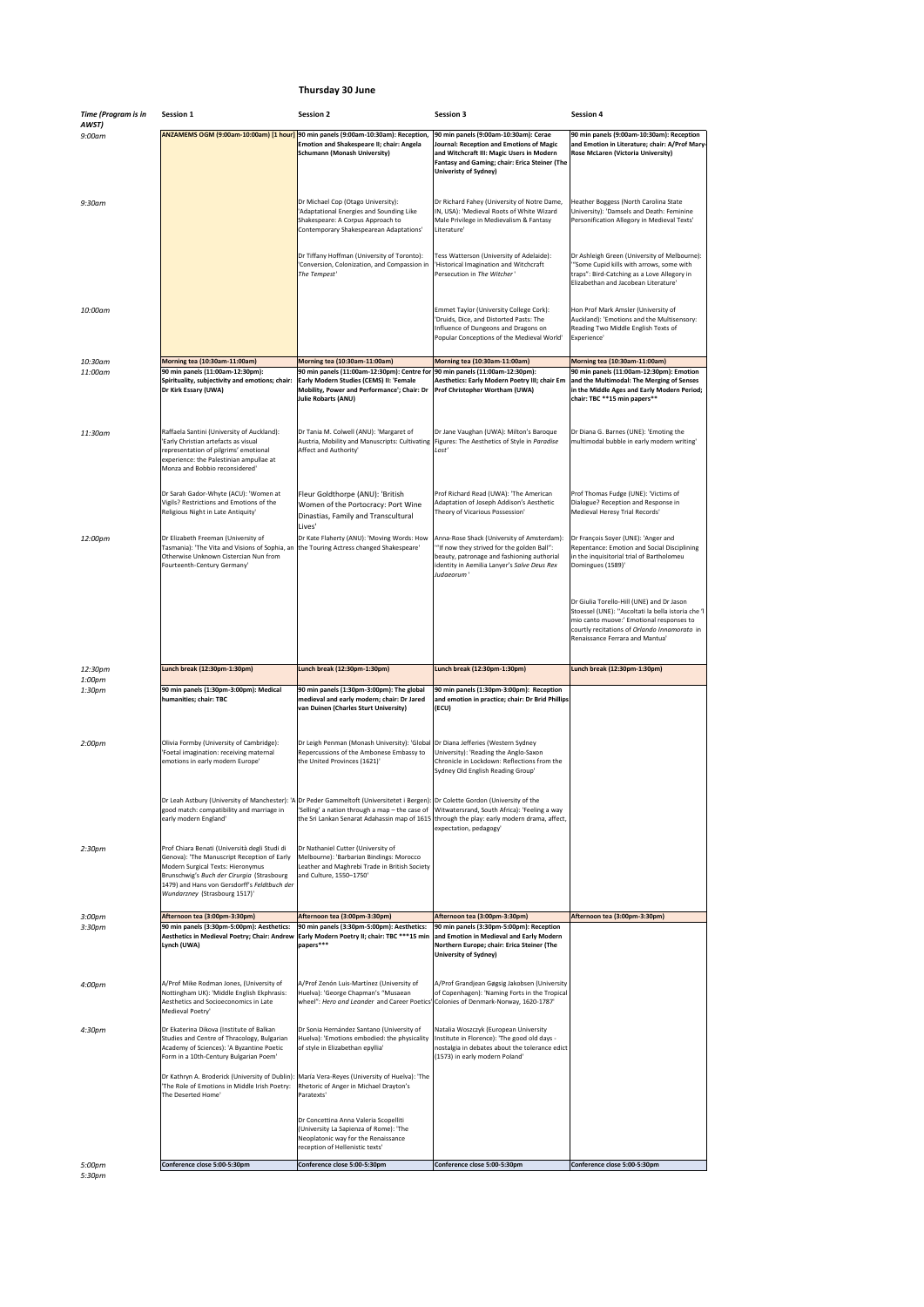# Thursday 30 June

| Time (Program is in AWST) | Session 1 | Session 2 | Session 3 | Session 4 |
|---|---|---|---|---|
| 9:00am | **ANZAMEMS OGM (9:00am-10:00am) [1 hour]** | **90 min panels (9:00am-10:30am): Reception, Emotion and Shakespeare II; chair: Angela Schumann (Monash University)** | **90 min panels (9:00am-10:30am): Cerae Journal: Reception and Emotions of Magic and Witchcraft III: Magic Users in Modern Fantasy and Gaming; chair: Erica Steiner (The Univeristy of Sydney)** | **90 min panels (9:00am-10:30am): Reception and Emotion in Literature; chair: A/Prof Mary-Rose McLaren (Victoria University)** |
| 9:30am | | Dr Michael Cop (Otago University): 'Adaptational Energies and Sounding Like Shakespeare: A Corpus Approach to Contemporary Shakespearean Adaptations' | Dr Richard Fahey (University of Notre Dame, IN, USA): 'Medieval Roots of White Wizard Male Privilege in Medievalism & Fantasy Literature' | Heather Boggess (North Carolina State University): 'Damsels and Death: Feminine Personification Allegory in Medieval Texts' |
| | | Dr Tiffany Hoffman (University of Toronto): 'Conversion, Colonization, and Compassion in *The Tempest*' | Tess Watterson (University of Adelaide): 'Historical Imagination and Witchcraft Persecution in *The Witcher*' | Dr Ashleigh Green (University of Melbourne): '"Some Cupid kills with arrows, some with traps": Bird-Catching as a Love Allegory in Elizabethan and Jacobean Literature' |
| 10:00am | | | Emmet Taylor (University College Cork): 'Druids, Dice, and Distorted Pasts: The Influence of Dungeons and Dragons on Popular Conceptions of the Medieval World' | Hon Prof Mark Amsler (University of Auckland): 'Emotions and the Multisensory: Reading Two Middle English Texts of Experience' |
| 10:30am | **Morning tea (10:30am-11:00am)** | **Morning tea (10:30am-11:00am)** | **Morning tea (10:30am-11:00am)** | **Morning tea (10:30am-11:00am)** |
| 11:00am | **90 min panels (11:00am-12:30pm): Spirituality, subjectivity and emotions; chair: Dr Kirk Essary (UWA)** | **90 min panels (11:00am-12:30pm): Centre for Early Modern Studies (CEMS) II: 'Female Mobility, Power and Performance'; Chair: Dr Julie Robarts (ANU)** | **90 min panels (11:00am-12:30pm): Aesthetics: Early Modern Poetry III; chair Em Prof Christopher Wortham (UWA)** | **90 min panels (11:00am-12:30pm): Emotion and the Multimodal: The Merging of Senses in the Middle Ages and Early Modern Period; chair: TBC \*\*15 min papers\*\*** |
| 11:30am | Raffaela Santini (University of Auckland): 'Early Christian artefacts as visual representation of pilgrims' emotional experience: the Palestinian ampullae at Monza and Bobbio reconsidered' | Dr Tania M. Colwell (ANU): 'Margaret of Austria, Mobility and Manuscripts: Cultivating Affect and Authority' | Dr Jane Vaughan (UWA): Milton's Baroque Figures: The Aesthetics of Style in *Paradise Lost*' | Dr Diana G. Barnes (UNE): 'Emoting the multimodal bubble in early modern writing' |
| | Dr Sarah Gador-Whyte (ACU): 'Women at Vigils? Restrictions and Emotions of the Religious Night in Late Antiquity' | Fleur Goldthorpe (ANU): 'British Women of the Portocracy: Port Wine Dinastias, Family and Transcultural Lives' | Prof Richard Read (UWA): 'The American Adaptation of Joseph Addison's Aesthetic Theory of Vicarious Possession' | Prof Thomas Fudge (UNE): 'Victims of Dialogue? Reception and Response in Medieval Heresy Trial Records' |
| 12:00pm | Dr Elizabeth Freeman (University of Tasmania): 'The Vita and Visions of Sophia, an Otherwise Unknown Cistercian Nun from Fourteenth-Century Germany' | Dr Kate Flaherty (ANU): 'Moving Words: How the Touring Actress changed Shakespeare' | Anna-Rose Shack (University of Amsterdam): '"If now they strived for the golden Ball": beauty, patronage and fashioning authorial identity in Aemilia Lanyer's *Salve Deus Rex Judaeorum*' | Dr François Soyer (UNE): 'Anger and Repentance: Emotion and Social Disciplining in the inquisitorial trial of Bartholomeu Domingues (1589)' |
| | | | | Dr Giulia Torello-Hill (UNE) and Dr Jason Stoessel (UNE): '"Ascoltati la bella istoria che 'l mio canto muove:' Emotional responses to courtly recitations of *Orlando Innamorato* in Renaissance Ferrara and Mantua' |
| 12:30pm | **Lunch break (12:30pm-1:30pm)** | **Lunch break (12:30pm-1:30pm)** | **Lunch break (12:30pm-1:30pm)** | **Lunch break (12:30pm-1:30pm)** |
| 1:00pm | | | | |
| 1:30pm | **90 min panels (1:30pm-3:00pm): Medical humanities; chair: TBC** | **90 min panels (1:30pm-3:00pm): The global medieval and early modern; chair: Dr Jared van Duinen (Charles Sturt University)** | **90 min panels (1:30pm-3:00pm): Reception and emotion in practice; chair: Dr Brid Phillips (ECU)** | |
| 2:00pm | Olivia Formby (University of Cambridge): 'Foetal imagination: receiving maternal emotions in early modern Europe' | Dr Leigh Penman (Monash University): 'Global Repercussions of the Ambonese Embassy to the United Provinces (1621)' | Dr Diana Jefferies (Western Sydney University): 'Reading the Anglo-Saxon Chronicle in Lockdown: Reflections from the Sydney Old English Reading Group' | |
| | Dr Leah Astbury (University of Manchester): 'A good match: compatibility and marriage in early modern England' | Dr Peder Gammeltoft (Universitetet i Bergen): 'Selling' a nation through a map – the case of the Sri Lankan Senarat Adahassin map of 1615' | Dr Colette Gordon (University of the Witwatersrand, South Africa): 'Feeling a way through the play: early modern drama, affect, expectation, pedagogy' | |
| 2:30pm | Prof Chiara Benati (Università degli Studi di Genova): 'The Manuscript Reception of Early Modern Surgical Texts: Hieronymus Brunschwig's *Buch der Cirurgia* (Strasbourg 1479) and Hans von Gersdorff's *Feldtbuch der Wundarzney* (Strasbourg 1517)' | Dr Nathaniel Cutter (University of Melbourne): 'Barbarian Bindings: Morocco Leather and Maghrebi Trade in British Society and Culture, 1550–1750' | | |
| 3:00pm | **Afternoon tea (3:00pm-3:30pm)** | **Afternoon tea (3:00pm-3:30pm)** | **Afternoon tea (3:00pm-3:30pm)** | **Afternoon tea (3:00pm-3:30pm)** |
| 3:30pm | **90 min panels (3:30pm-5:00pm): Aesthetics: Aesthetics in Medieval Poetry; Chair: Andrew Lynch (UWA)** | **90 min panels (3:30pm-5:00pm): Aesthetics: Early Modern Poetry II; chair: TBC \*\*\*15 min papers\*\*\*** | **90 min panels (3:30pm-5:00pm): Reception and Emotion in Medieval and Early Modern Northern Europe; chair: Erica Steiner (The University of Sydney)** | |
| 4:00pm | A/Prof Mike Rodman Jones, (University of Nottingham UK): 'Middle English Ekphrasis: Aesthetics and Socioeconomics in Late Medieval Poetry' | A/Prof Zenón Luis-Martínez (University of Huelva): 'George Chapman's "Musaean wheel": *Hero and Leander* and Career Poetics' | A/Prof Grandjean Gøgsig Jakobsen (University of Copenhagen): 'Naming Forts in the Tropical Colonies of Denmark-Norway, 1620-1787' | |
| 4:30pm | Dr Ekaterina Dikova (Institute of Balkan Studies and Centre of Thracology, Bulgarian Academy of Sciences): 'A Byzantine Poetic Form in a 10th-Century Bulgarian Poem' | Dr Sonia Hernández Santano (University of Huelva): 'Emotions embodied: the physicality of style in Elizabethan epyllia' | Natalia Woszczyk (European University Institute in Florence): 'The good old days - nostalgia in debates about the tolerance edict (1573) in early modern Poland' | |
| | Dr Kathryn A. Broderick (University of Dublin): 'The Role of Emotions in Middle Irish Poetry: The Deserted Home' | María Vera-Reyes (University of Huelva): 'The Rhetoric of Anger in Michael Drayton's Paratexts' | | |
| | | Dr Concettina Anna Valeria Scopelliti (University La Sapienza of Rome): 'The Neoplatonic way for the Renaissance reception of Hellenistic texts' | | |
| 5:00pm | **Conference close 5:00-5:30pm** | **Conference close 5:00-5:30pm** | **Conference close 5:00-5:30pm** | **Conference close 5:00-5:30pm** |
| 5:30pm | | | | |